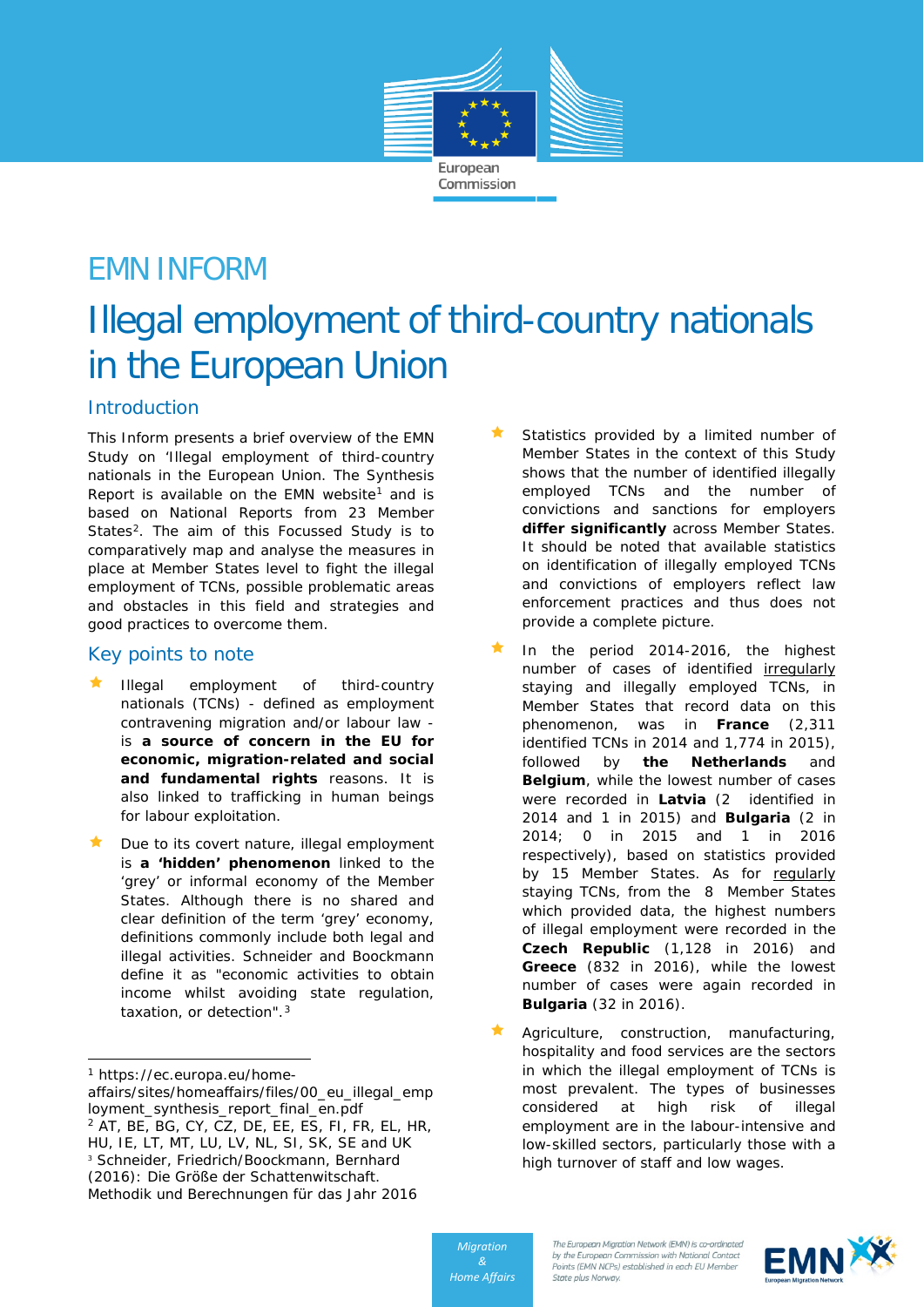# EMN INFORM

# Illegal employment of third-country nationals in the European Union

## Introduction

This Inform presents a brief overview of the EMN Study on 'Illegal employment of third-country nationals in the European Union. The Synthesis Report is available on the EMN website[1] and is based on National Reports from 23 Member States[2]. The aim of this Focussed Study is to comparatively map and analyse the measures in place at Member States level to fight the illegal employment of TCNs, possible problematic areas and obstacles in this field and strategies and good practices to overcome them.

## Key points to note

- Illegal employment of third-country nationals (TCNs) - defined as employment contravening migration and/or labour law - is **a source of concern in the EU for economic, migration-related and social and fundamental rights** reasons. It is also linked to trafficking in human beings for labour exploitation.
- Due to its covert nature, illegal employment is **a 'hidden' phenomenon** linked to the 'grey' or informal economy of the Member States. Although there is no shared and clear definition of the term 'grey' economy, definitions commonly include both legal and illegal activities. Schneider and Boockmann define it as "economic activities to obtain income whilst avoiding state regulation, taxation, or detection".[3]
- Statistics provided by a limited number of Member States in the context of this Study shows that the number of identified illegally employed TCNs and the number of convictions and sanctions for employers **differ significantly** across Member States. It should be noted that available statistics on identification of illegally employed TCNs and convictions of employers reflect law enforcement practices and thus does not provide a complete picture.
- In the period 2014-2016, the highest number of cases of identified irregularly staying and illegally employed TCNs, in Member States that record data on this phenomenon, was in **France** (2,311 identified TCNs in 2014 and 1,774 in 2015), followed by **the Netherlands** and **Belgium**, while the lowest number of cases were recorded in **Latvia** (2 identified in 2014 and 1 in 2015) and **Bulgaria** (2 in 2014; 0 in 2015 and 1 in 2016 respectively), based on statistics provided by 15 Member States. As for regularly staying TCNs, from the 8 Member States which provided data, the highest numbers of illegal employment were recorded in the **Czech Republic** (1,128 in 2016) and **Greece** (832 in 2016), while the lowest number of cases were again recorded in **Bulgaria** (32 in 2016).
- Agriculture, construction, manufacturing, hospitality and food services are the sectors in which the illegal employment of TCNs is most prevalent. The types of businesses considered at high risk of illegal employment are in the labour-intensive and low-skilled sectors, particularly those with a high turnover of staff and low wages.

---

[1] https://ec.europa.eu/home-affairs/sites/homeaffairs/files/00_eu_illegal_employment_synthesis_report_final_en.pdf

[2] AT, BE, BG, CY, CZ, DE, EE, ES, FI, FR, EL, HR, HU, IE, LT, MT, LU, LV, NL, SI, SK, SE and UK

[3] Schneider, Friedrich/Boockmann, Bernhard (2016): Die Größe der Schattenwirtschaft. Methodik und Berechnungen für das Jahr 2016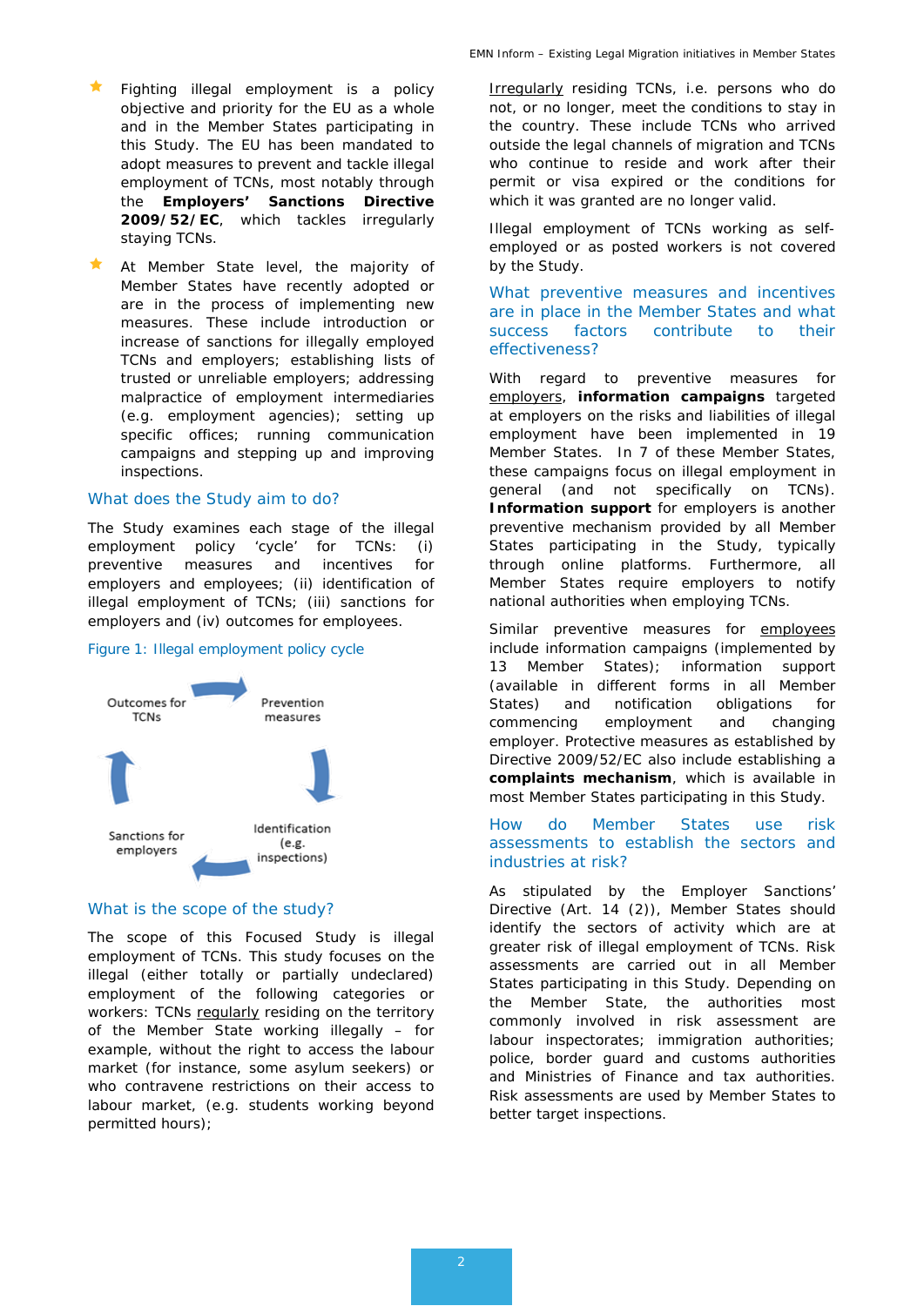- Fighting illegal employment is a policy objective and priority for the EU as a whole and in the Member States participating in this Study. The EU has been mandated to adopt measures to prevent and tackle illegal employment of TCNs, most notably through the **Employers' Sanctions Directive 2009/52/EC**, which tackles irregularly staying TCNs.
- At Member State level, the majority of Member States have recently adopted or are in the process of implementing new measures. These include introduction or increase of sanctions for illegally employed TCNs and employers; establishing lists of trusted or unreliable employers; addressing malpractice of employment intermediaries (e.g. employment agencies); setting up specific offices; running communication campaigns and stepping up and improving inspections.

## What does the Study aim to do?

The Study examines each stage of the illegal employment policy 'cycle' for TCNs: (i) preventive measures and incentives for employers and employees; (ii) identification of illegal employment of TCNs; (iii) sanctions for employers and (iv) outcomes for employees.

Figure 1: Illegal employment policy cycle

Prevention measures → Identification (e.g. inspections) → Sanctions for employers → Outcomes for TCNs →

## What is the scope of the study?

The scope of this Focused Study is illegal employment of TCNs. This study focuses on the illegal (either totally or partially undeclared) employment of the following categories or workers: TCNs regularly residing on the territory of the Member State working illegally – for example, without the right to access the labour market (for instance, some asylum seekers) or who contravene restrictions on their access to labour market, (e.g. students working beyond permitted hours);

Irregularly residing TCNs, i.e. persons who do not, or no longer, meet the conditions to stay in the country. These include TCNs who arrived outside the legal channels of migration and TCNs who continue to reside and work after their permit or visa expired or the conditions for which it was granted are no longer valid.

Illegal employment of TCNs working as self-employed or as posted workers is not covered by the Study.

## What preventive measures and incentives are in place in the Member States and what success factors contribute to their effectiveness?

With regard to preventive measures for employers, **information campaigns** targeted at employers on the risks and liabilities of illegal employment have been implemented in 19 Member States. In 7 of these Member States, these campaigns focus on illegal employment in general (and not specifically on TCNs). **Information support** for employers is another preventive mechanism provided by all Member States participating in the Study, typically through online platforms. Furthermore, all Member States require employers to notify national authorities when employing TCNs.

Similar preventive measures for employees include information campaigns (implemented by 13 Member States); information support (available in different forms in all Member States) and notification obligations for commencing employment and changing employer. Protective measures as established by Directive 2009/52/EC also include establishing a **complaints mechanism**, which is available in most Member States participating in this Study.

## How do Member States use risk assessments to establish the sectors and industries at risk?

As stipulated by the Employer Sanctions' Directive (Art. 14 (2)), Member States should identify the sectors of activity which are at greater risk of illegal employment of TCNs. Risk assessments are carried out in all Member States participating in this Study. Depending on the Member State, the authorities most commonly involved in risk assessment are labour inspectorates; immigration authorities; police, border guard and customs authorities and Ministries of Finance and tax authorities. Risk assessments are used by Member States to better target inspections.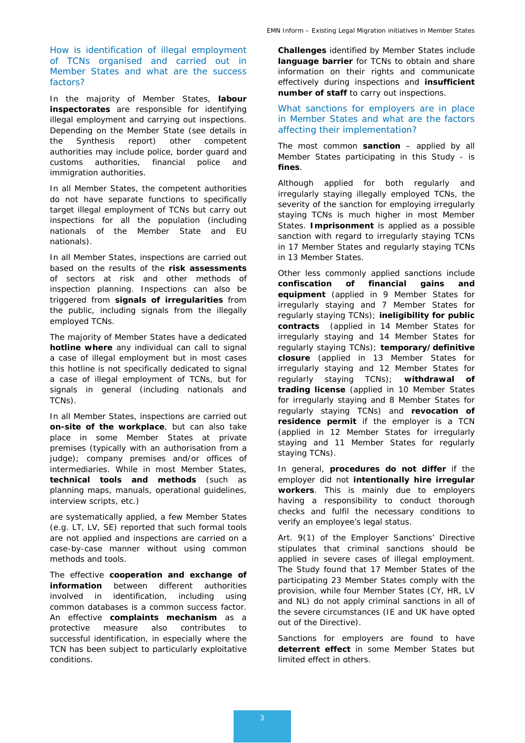### How is identification of illegal employment of TCNs organised and carried out in Member States and what are the success factors?

In the majority of Member States, **labour inspectorates** are responsible for identifying illegal employment and carrying out inspections. Depending on the Member State (see details in the Synthesis report) other competent authorities may include police, border guard and customs authorities, financial police and immigration authorities.

In all Member States, the competent authorities do not have separate functions to specifically target illegal employment of TCNs but carry out inspections for all the population (including nationals of the Member State and EU nationals).

In all Member States, inspections are carried out based on the results of the **risk assessments** of sectors at risk and other methods of inspection planning. Inspections can also be triggered from **signals of irregularities** from the public, including signals from the illegally employed TCNs.

The majority of Member States have a dedicated **hotline where** any individual can call to signal a case of illegal employment but in most cases this hotline is not specifically dedicated to signal a case of illegal employment of TCNs, but for signals in general (including nationals and TCNs).

In all Member States, inspections are carried out **on-site of the workplace**, but can also take place in some Member States at private premises (typically with an authorisation from a judge); company premises and/or offices of intermediaries. While in most Member States, **technical tools and methods** (such as planning maps, manuals, operational guidelines, interview scripts, etc.)

are systematically applied, a few Member States (e.g. LT, LV, SE) reported that such formal tools are not applied and inspections are carried on a case-by-case manner without using common methods and tools.

The effective **cooperation and exchange of information** between different authorities involved in identification, including using common databases is a common success factor. An effective **complaints mechanism** as a protective measure also contributes to successful identification, in especially where the TCN has been subject to particularly exploitative conditions.

**Challenges** identified by Member States include **language barrier** for TCNs to obtain and share information on their rights and communicate effectively during inspections and **insufficient number of staff** to carry out inspections.

### What sanctions for employers are in place in Member States and what are the factors affecting their implementation?

The most common **sanction** – applied by all Member States participating in this Study - is **fines**.

Although applied for both regularly and irregularly staying illegally employed TCNs, the severity of the sanction for employing irregularly staying TCNs is much higher in most Member States. **Imprisonment** is applied as a possible sanction with regard to irregularly staying TCNs in 17 Member States and regularly staying TCNs in 13 Member States.

Other less commonly applied sanctions include **confiscation of financial gains and equipment** (applied in 9 Member States for irregularly staying and 7 Member States for regularly staying TCNs); **ineligibility for public contracts** (applied in 14 Member States for irregularly staying and 14 Member States for regularly staying TCNs); **temporary/definitive closure** (applied in 13 Member States for irregularly staying and 12 Member States for regularly staying TCNs); **withdrawal of trading license** (applied in 10 Member States for irregularly staying and 8 Member States for regularly staying TCNs) and **revocation of residence permit** if the employer is a TCN (applied in 12 Member States for irregularly staying and 11 Member States for regularly staying TCNs).

In general, **procedures do not differ** if the employer did not **intentionally hire irregular workers**. This is mainly due to employers having a responsibility to conduct thorough checks and fulfil the necessary conditions to verify an employee's legal status.

Art. 9(1) of the Employer Sanctions' Directive stipulates that criminal sanctions should be applied in severe cases of illegal employment. The Study found that 17 Member States of the participating 23 Member States comply with the provision, while four Member States (CY, HR, LV and NL) do not apply criminal sanctions in all of the severe circumstances (IE and UK have opted out of the Directive).

Sanctions for employers are found to have **deterrent effect** in some Member States but limited effect in others.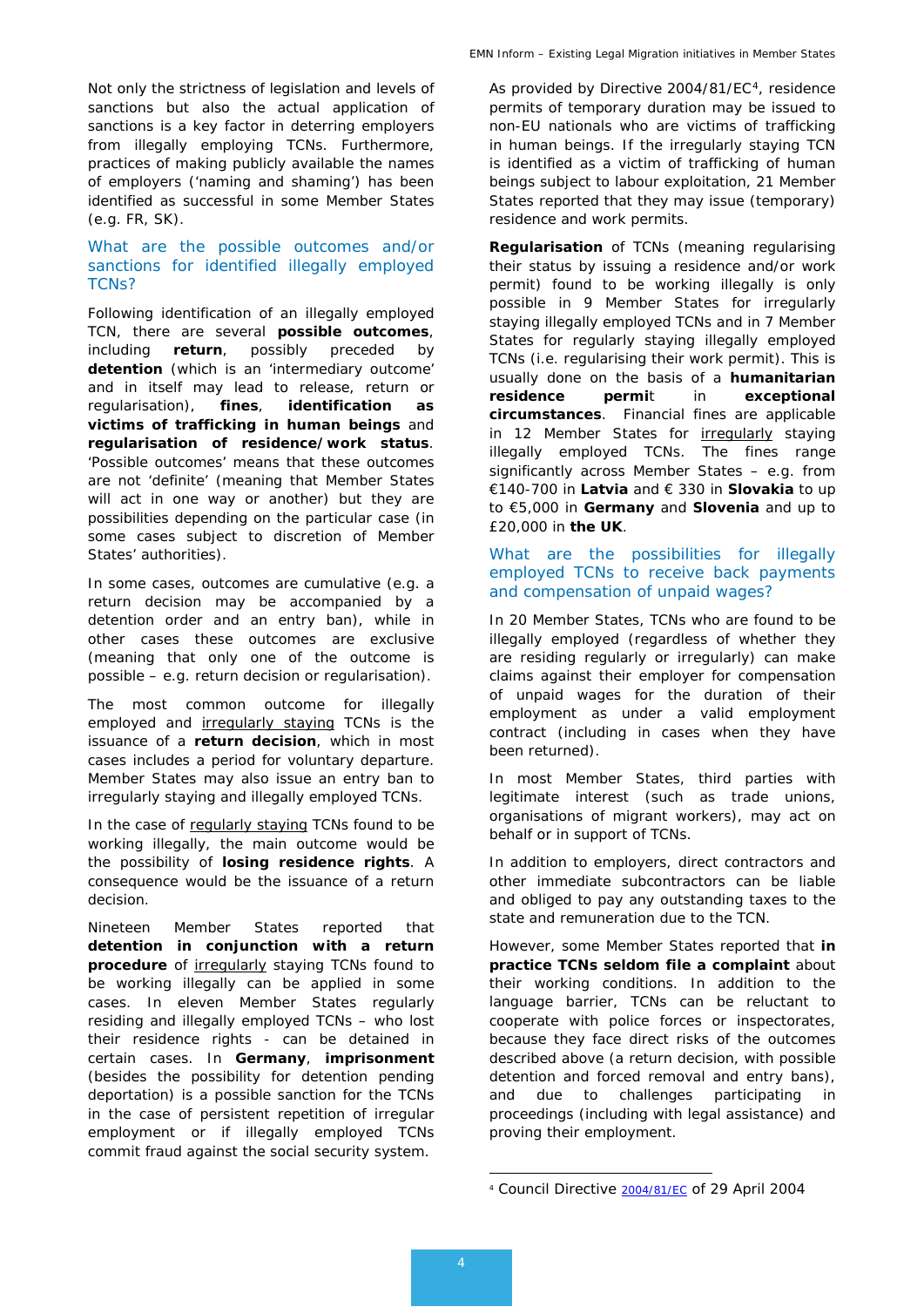Not only the strictness of legislation and levels of sanctions but also the actual application of sanctions is a key factor in deterring employers from illegally employing TCNs. Furthermore, practices of making publicly available the names of employers ('naming and shaming') has been identified as successful in some Member States (e.g. FR, SK).

## What are the possible outcomes and/or sanctions for identified illegally employed TCNs?

Following identification of an illegally employed TCN, there are several **possible outcomes**, including **return**, possibly preceded by **detention** (which is an 'intermediary outcome' and in itself may lead to release, return or regularisation), **fines**, **identification as victims of trafficking in human beings** and **regularisation of residence/work status**. 'Possible outcomes' means that these outcomes are not 'definite' (meaning that Member States will act in one way or another) but they are possibilities depending on the particular case (in some cases subject to discretion of Member States' authorities).

In some cases, outcomes are cumulative (e.g. a return decision may be accompanied by a detention order and an entry ban), while in other cases these outcomes are exclusive (meaning that only one of the outcome is possible – e.g. return decision or regularisation).

The most common outcome for illegally employed and irregularly staying TCNs is the issuance of a **return decision**, which in most cases includes a period for voluntary departure. Member States may also issue an entry ban to irregularly staying and illegally employed TCNs.

In the case of regularly staying TCNs found to be working illegally, the main outcome would be the possibility of **losing residence rights**. A consequence would be the issuance of a return decision.

Nineteen Member States reported that **detention in conjunction with a return procedure** of irregularly staying TCNs found to be working illegally can be applied in some cases. In eleven Member States regularly residing and illegally employed TCNs – who lost their residence rights - can be detained in certain cases. In **Germany**, **imprisonment** (besides the possibility for detention pending deportation) is a possible sanction for the TCNs in the case of persistent repetition of irregular employment or if illegally employed TCNs commit fraud against the social security system.

As provided by Directive 2004/81/EC[4], residence permits of temporary duration may be issued to non-EU nationals who are victims of trafficking in human beings. If the irregularly staying TCN is identified as a victim of trafficking of human beings subject to labour exploitation, 21 Member States reported that they may issue (temporary) residence and work permits.

**Regularisation** of TCNs (meaning regularising their status by issuing a residence and/or work permit) found to be working illegally is only possible in 9 Member States for irregularly staying illegally employed TCNs and in 7 Member States for regularly staying illegally employed TCNs (i.e. regularising their work permit). This is usually done on the basis of a **humanitarian residence permit** in **exceptional circumstances**. Financial fines are applicable in 12 Member States for irregularly staying illegally employed TCNs. The fines range significantly across Member States – e.g. from €140-700 in **Latvia** and € 330 in **Slovakia** to up to €5,000 in **Germany** and **Slovenia** and up to £20,000 in **the UK**.

## What are the possibilities for illegally employed TCNs to receive back payments and compensation of unpaid wages?

In 20 Member States, TCNs who are found to be illegally employed (regardless of whether they are residing regularly or irregularly) can make claims against their employer for compensation of unpaid wages for the duration of their employment as under a valid employment contract (including in cases when they have been returned).

In most Member States, third parties with legitimate interest (such as trade unions, organisations of migrant workers), may act on behalf or in support of TCNs.

In addition to employers, direct contractors and other immediate subcontractors can be liable and obliged to pay any outstanding taxes to the state and remuneration due to the TCN.

However, some Member States reported that **in practice TCNs seldom file a complaint** about their working conditions. In addition to the language barrier, TCNs can be reluctant to cooperate with police forces or inspectorates, because they face direct risks of the outcomes described above (a return decision, with possible detention and forced removal and entry bans), and due to challenges participating in proceedings (including with legal assistance) and proving their employment.

[4] Council Directive 2004/81/EC of 29 April 2004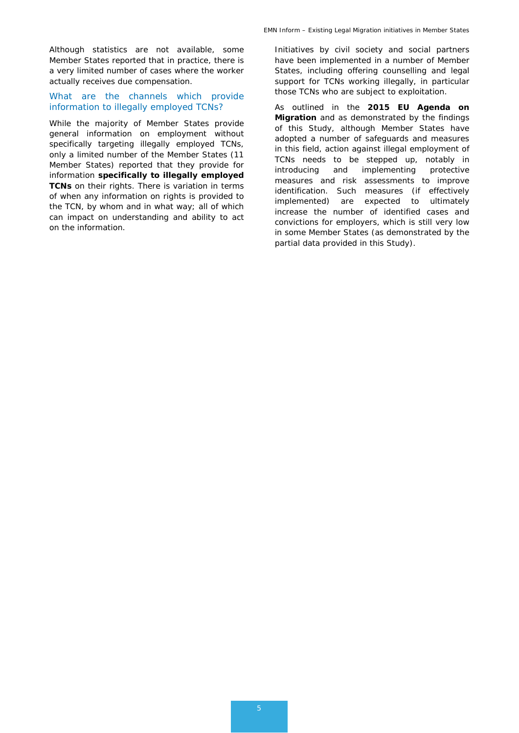Although statistics are not available, some Member States reported that in practice, there is a very limited number of cases where the worker actually receives due compensation.

### What are the channels which provide information to illegally employed TCNs?

While the majority of Member States provide general information on employment without specifically targeting illegally employed TCNs, only a limited number of the Member States (11 Member States) reported that they provide for information **specifically to illegally employed TCNs** on their rights. There is variation in terms of when any information on rights is provided to the TCN, by whom and in what way; all of which can impact on understanding and ability to act on the information.

Initiatives by civil society and social partners have been implemented in a number of Member States, including offering counselling and legal support for TCNs working illegally, in particular those TCNs who are subject to exploitation.

As outlined in the **2015 EU Agenda on Migration** and as demonstrated by the findings of this Study, although Member States have adopted a number of safeguards and measures in this field, action against illegal employment of TCNs needs to be stepped up, notably in introducing and implementing protective measures and risk assessments to improve identification. Such measures (if effectively implemented) are expected to ultimately increase the number of identified cases and convictions for employers, which is still very low in some Member States (as demonstrated by the partial data provided in this Study).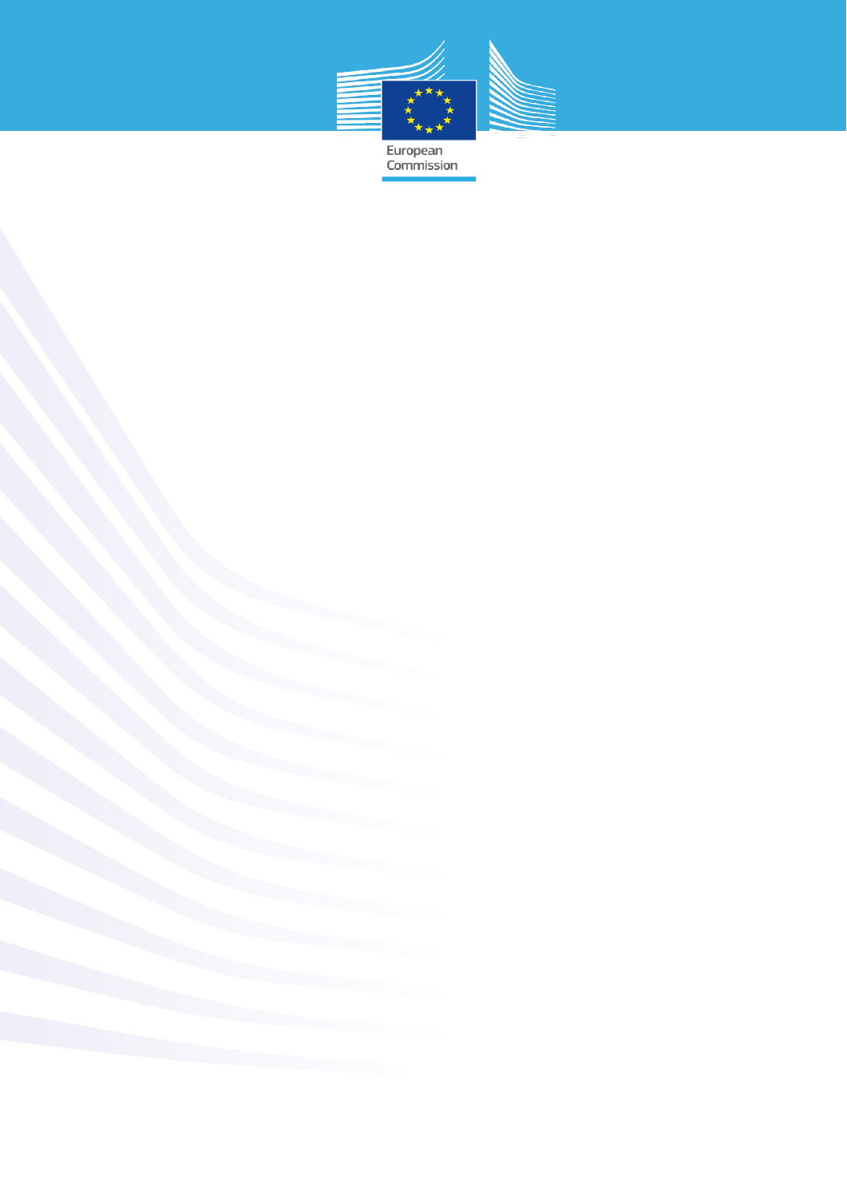European Commission